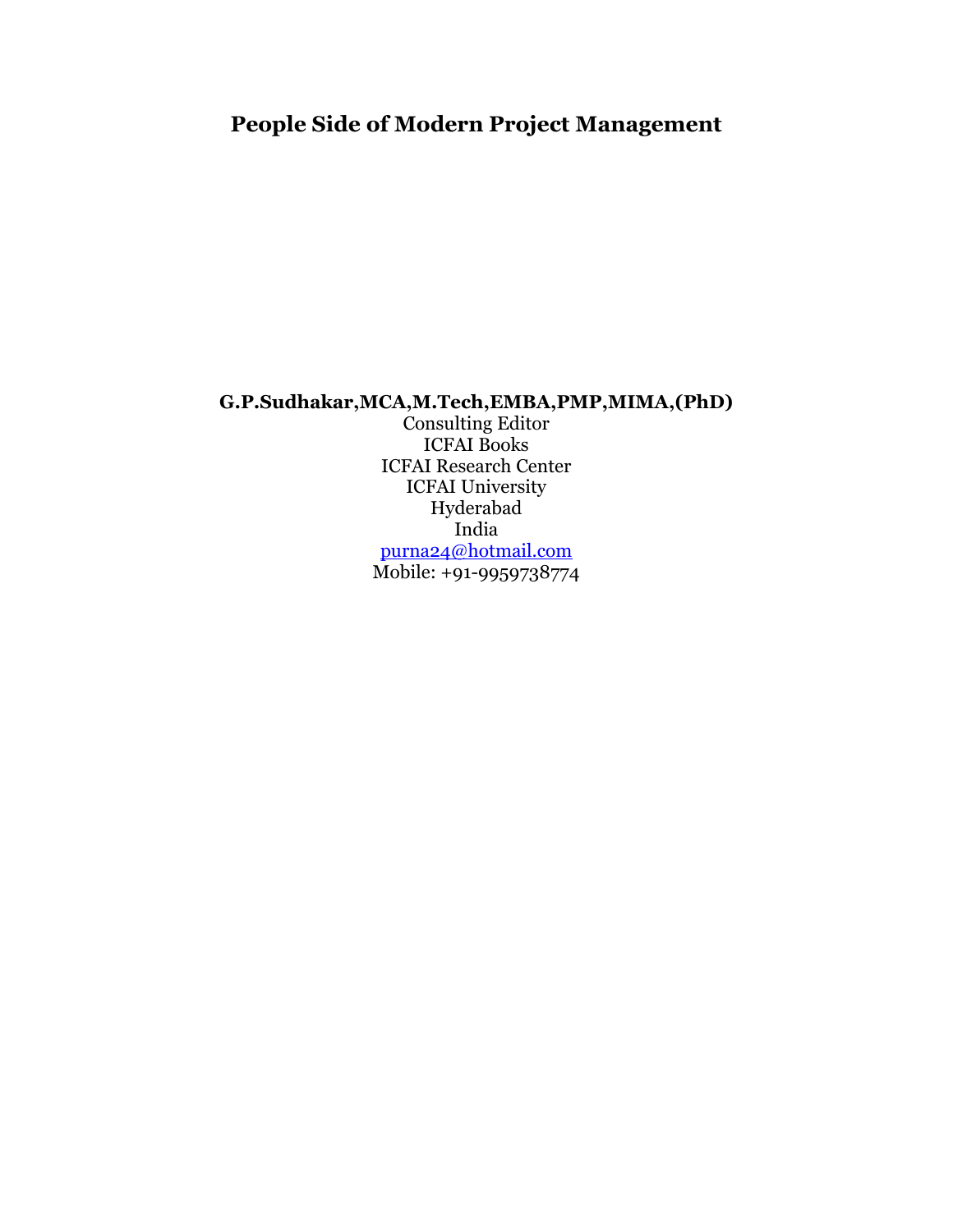# People Side of Modern Project Management

**G.P.Sudhakar,MCA,M.Tech,EMBA,PMP,MIMA,(PhD)**

Consulting Editor
ICFAI Books
ICFAI Research Center
ICFAI University
Hyderabad
India
purna24@hotmail.com
Mobile: +91-9959738774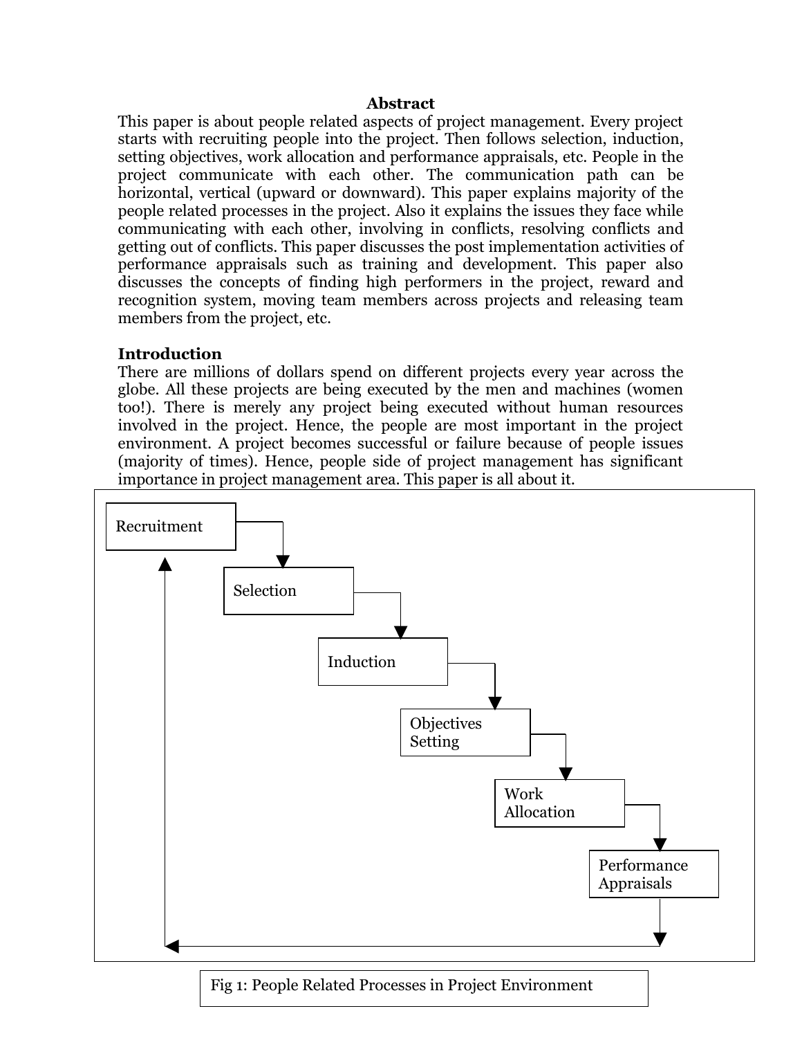## Abstract

This paper is about people related aspects of project management. Every project starts with recruiting people into the project. Then follows selection, induction, setting objectives, work allocation and performance appraisals, etc. People in the project communicate with each other. The communication path can be horizontal, vertical (upward or downward). This paper explains majority of the people related processes in the project. Also it explains the issues they face while communicating with each other, involving in conflicts, resolving conflicts and getting out of conflicts. This paper discusses the post implementation activities of performance appraisals such as training and development. This paper also discusses the concepts of finding high performers in the project, reward and recognition system, moving team members across projects and releasing team members from the project, etc.

## Introduction

There are millions of dollars spend on different projects every year across the globe. All these projects are being executed by the men and machines (women too!). There is merely any project being executed without human resources involved in the project. Hence, the people are most important in the project environment. A project becomes successful or failure because of people issues (majority of times). Hence, people side of project management has significant importance in project management area. This paper is all about it.

Recruitment → Selection → Induction → Objectives Setting → Work Allocation → Performance Appraisals → (back to Recruitment)

Fig 1: People Related Processes in Project Environment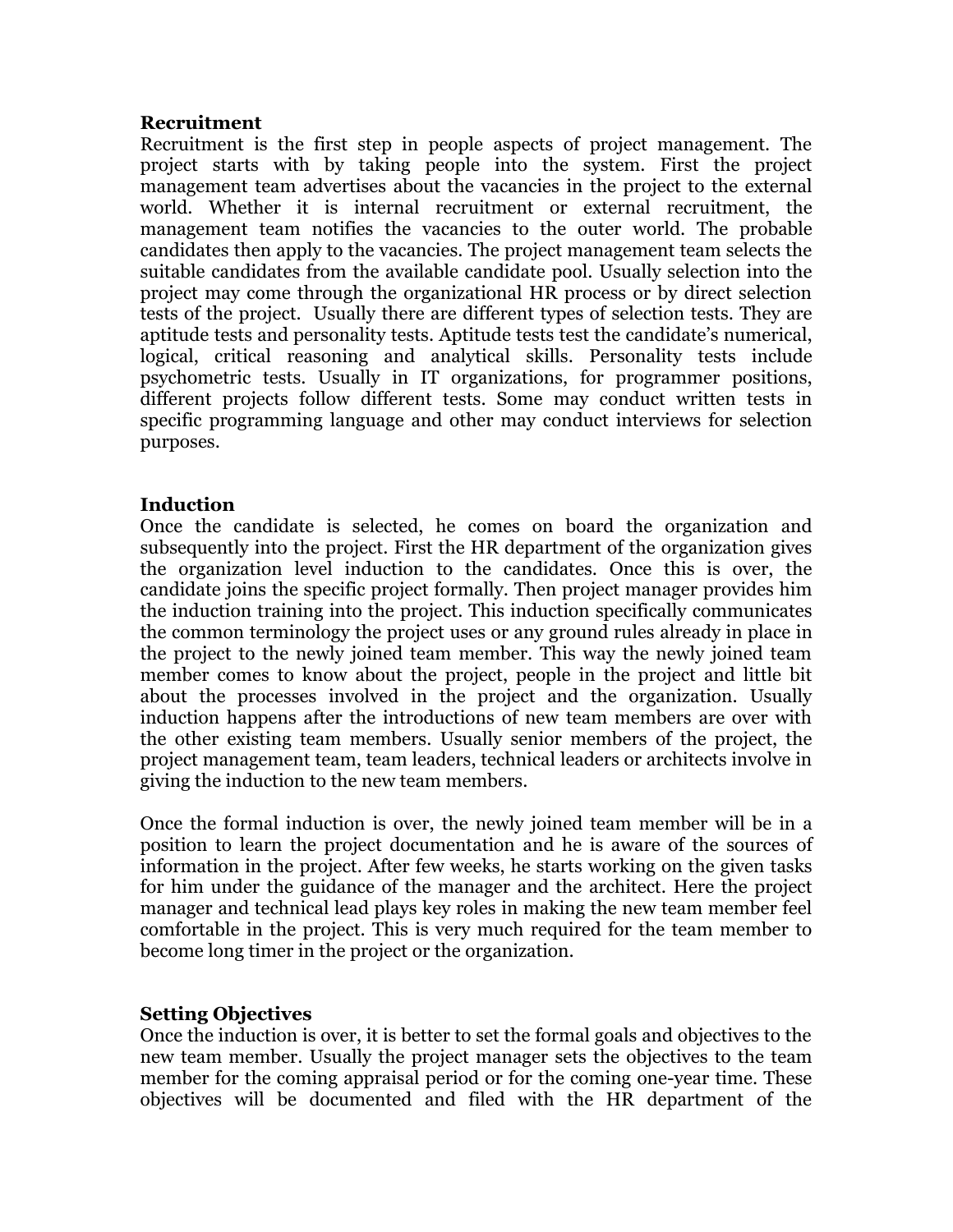**Recruitment**

Recruitment is the first step in people aspects of project management. The project starts with by taking people into the system. First the project management team advertises about the vacancies in the project to the external world. Whether it is internal recruitment or external recruitment, the management team notifies the vacancies to the outer world. The probable candidates then apply to the vacancies. The project management team selects the suitable candidates from the available candidate pool. Usually selection into the project may come through the organizational HR process or by direct selection tests of the project. Usually there are different types of selection tests. They are aptitude tests and personality tests. Aptitude tests test the candidate's numerical, logical, critical reasoning and analytical skills. Personality tests include psychometric tests. Usually in IT organizations, for programmer positions, different projects follow different tests. Some may conduct written tests in specific programming language and other may conduct interviews for selection purposes.

**Induction**

Once the candidate is selected, he comes on board the organization and subsequently into the project. First the HR department of the organization gives the organization level induction to the candidates. Once this is over, the candidate joins the specific project formally. Then project manager provides him the induction training into the project. This induction specifically communicates the common terminology the project uses or any ground rules already in place in the project to the newly joined team member. This way the newly joined team member comes to know about the project, people in the project and little bit about the processes involved in the project and the organization. Usually induction happens after the introductions of new team members are over with the other existing team members. Usually senior members of the project, the project management team, team leaders, technical leaders or architects involve in giving the induction to the new team members.

Once the formal induction is over, the newly joined team member will be in a position to learn the project documentation and he is aware of the sources of information in the project. After few weeks, he starts working on the given tasks for him under the guidance of the manager and the architect. Here the project manager and technical lead plays key roles in making the new team member feel comfortable in the project. This is very much required for the team member to become long timer in the project or the organization.

**Setting Objectives**

Once the induction is over, it is better to set the formal goals and objectives to the new team member. Usually the project manager sets the objectives to the team member for the coming appraisal period or for the coming one-year time. These objectives will be documented and filed with the HR department of the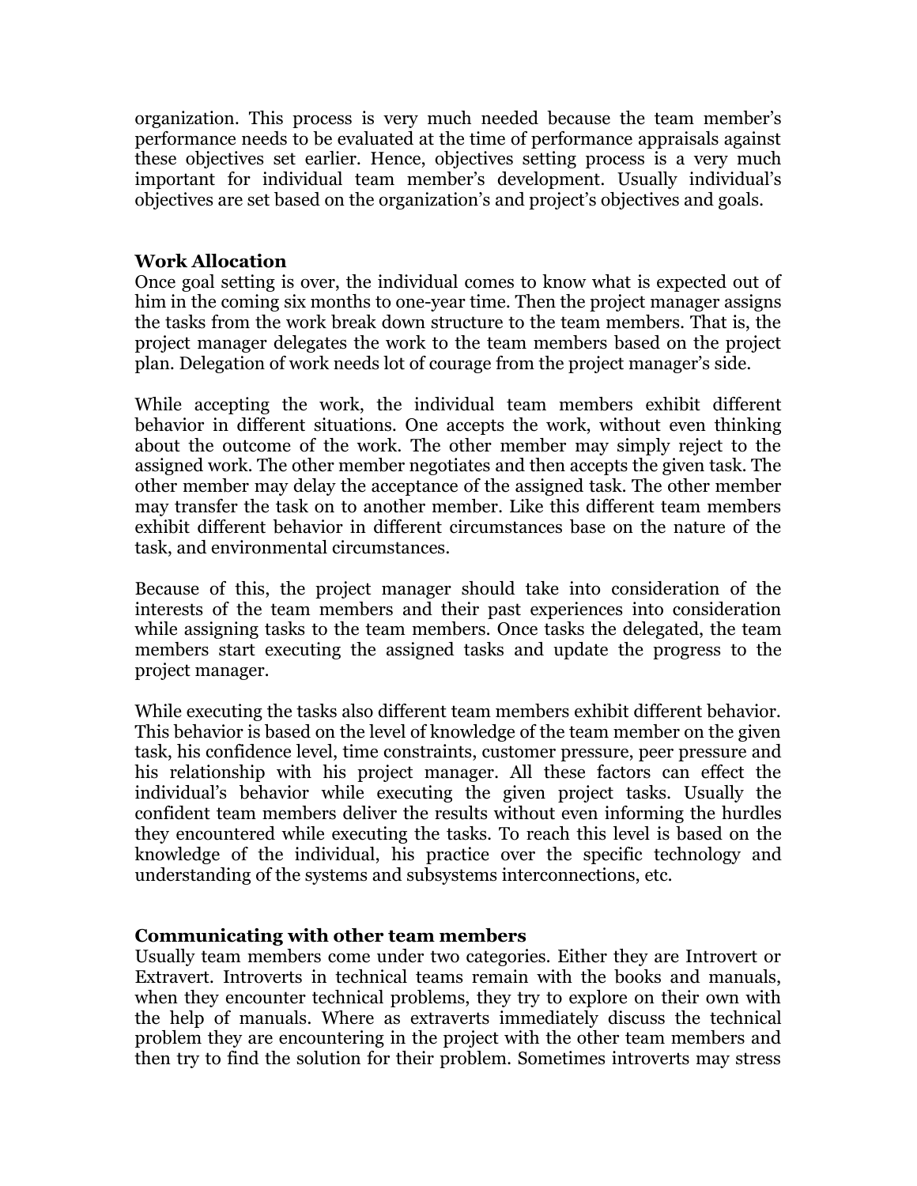organization. This process is very much needed because the team member's performance needs to be evaluated at the time of performance appraisals against these objectives set earlier. Hence, objectives setting process is a very much important for individual team member's development. Usually individual's objectives are set based on the organization's and project's objectives and goals.

**Work Allocation**

Once goal setting is over, the individual comes to know what is expected out of him in the coming six months to one-year time. Then the project manager assigns the tasks from the work break down structure to the team members. That is, the project manager delegates the work to the team members based on the project plan. Delegation of work needs lot of courage from the project manager's side.

While accepting the work, the individual team members exhibit different behavior in different situations. One accepts the work, without even thinking about the outcome of the work. The other member may simply reject to the assigned work. The other member negotiates and then accepts the given task. The other member may delay the acceptance of the assigned task. The other member may transfer the task on to another member. Like this different team members exhibit different behavior in different circumstances base on the nature of the task, and environmental circumstances.

Because of this, the project manager should take into consideration of the interests of the team members and their past experiences into consideration while assigning tasks to the team members. Once tasks the delegated, the team members start executing the assigned tasks and update the progress to the project manager.

While executing the tasks also different team members exhibit different behavior. This behavior is based on the level of knowledge of the team member on the given task, his confidence level, time constraints, customer pressure, peer pressure and his relationship with his project manager. All these factors can effect the individual's behavior while executing the given project tasks. Usually the confident team members deliver the results without even informing the hurdles they encountered while executing the tasks. To reach this level is based on the knowledge of the individual, his practice over the specific technology and understanding of the systems and subsystems interconnections, etc.

**Communicating with other team members**

Usually team members come under two categories. Either they are Introvert or Extravert. Introverts in technical teams remain with the books and manuals, when they encounter technical problems, they try to explore on their own with the help of manuals. Where as extraverts immediately discuss the technical problem they are encountering in the project with the other team members and then try to find the solution for their problem. Sometimes introverts may stress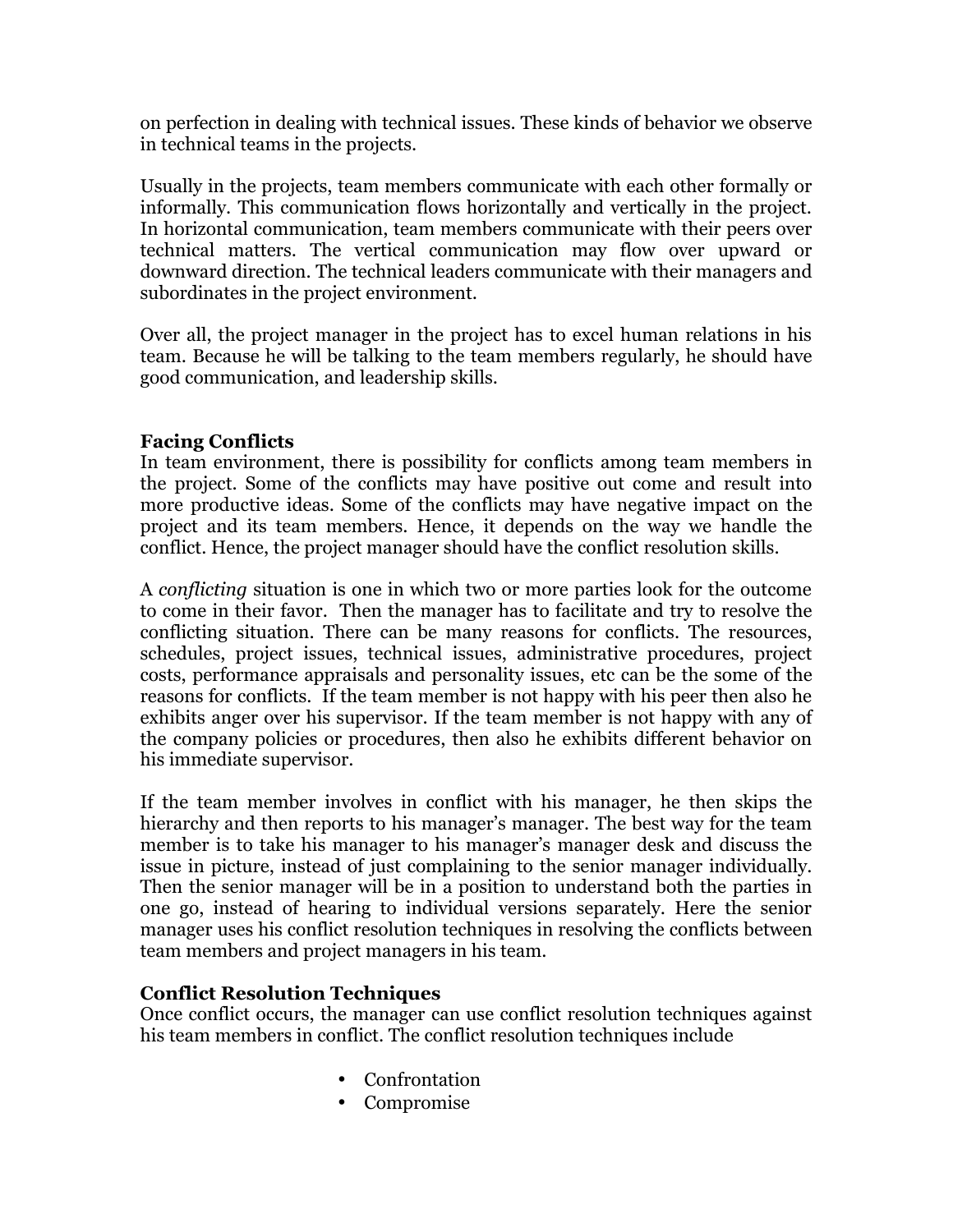on perfection in dealing with technical issues. These kinds of behavior we observe in technical teams in the projects.

Usually in the projects, team members communicate with each other formally or informally. This communication flows horizontally and vertically in the project. In horizontal communication, team members communicate with their peers over technical matters. The vertical communication may flow over upward or downward direction. The technical leaders communicate with their managers and subordinates in the project environment.

Over all, the project manager in the project has to excel human relations in his team. Because he will be talking to the team members regularly, he should have good communication, and leadership skills.

**Facing Conflicts**

In team environment, there is possibility for conflicts among team members in the project. Some of the conflicts may have positive out come and result into more productive ideas. Some of the conflicts may have negative impact on the project and its team members. Hence, it depends on the way we handle the conflict. Hence, the project manager should have the conflict resolution skills.

A *conflicting* situation is one in which two or more parties look for the outcome to come in their favor. Then the manager has to facilitate and try to resolve the conflicting situation. There can be many reasons for conflicts. The resources, schedules, project issues, technical issues, administrative procedures, project costs, performance appraisals and personality issues, etc can be the some of the reasons for conflicts. If the team member is not happy with his peer then also he exhibits anger over his supervisor. If the team member is not happy with any of the company policies or procedures, then also he exhibits different behavior on his immediate supervisor.

If the team member involves in conflict with his manager, he then skips the hierarchy and then reports to his manager's manager. The best way for the team member is to take his manager to his manager's manager desk and discuss the issue in picture, instead of just complaining to the senior manager individually. Then the senior manager will be in a position to understand both the parties in one go, instead of hearing to individual versions separately. Here the senior manager uses his conflict resolution techniques in resolving the conflicts between team members and project managers in his team.

**Conflict Resolution Techniques**

Once conflict occurs, the manager can use conflict resolution techniques against his team members in conflict. The conflict resolution techniques include

- Confrontation
- Compromise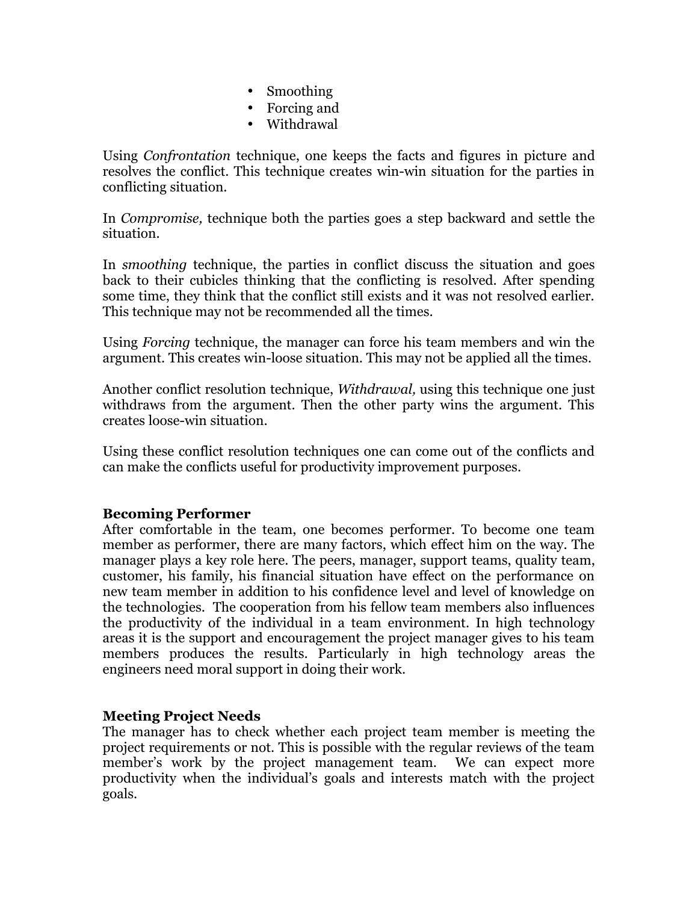- Smoothing
- Forcing and
- Withdrawal

Using *Confrontation* technique, one keeps the facts and figures in picture and resolves the conflict. This technique creates win-win situation for the parties in conflicting situation.

In *Compromise,* technique both the parties goes a step backward and settle the situation.

In *smoothing* technique, the parties in conflict discuss the situation and goes back to their cubicles thinking that the conflicting is resolved. After spending some time, they think that the conflict still exists and it was not resolved earlier. This technique may not be recommended all the times.

Using *Forcing* technique, the manager can force his team members and win the argument. This creates win-loose situation. This may not be applied all the times.

Another conflict resolution technique, *Withdrawal,* using this technique one just withdraws from the argument. Then the other party wins the argument. This creates loose-win situation.

Using these conflict resolution techniques one can come out of the conflicts and can make the conflicts useful for productivity improvement purposes.

**Becoming Performer**

After comfortable in the team, one becomes performer. To become one team member as performer, there are many factors, which effect him on the way. The manager plays a key role here. The peers, manager, support teams, quality team, customer, his family, his financial situation have effect on the performance on new team member in addition to his confidence level and level of knowledge on the technologies. The cooperation from his fellow team members also influences the productivity of the individual in a team environment. In high technology areas it is the support and encouragement the project manager gives to his team members produces the results. Particularly in high technology areas the engineers need moral support in doing their work.

**Meeting Project Needs**

The manager has to check whether each project team member is meeting the project requirements or not. This is possible with the regular reviews of the team member's work by the project management team. We can expect more productivity when the individual's goals and interests match with the project goals.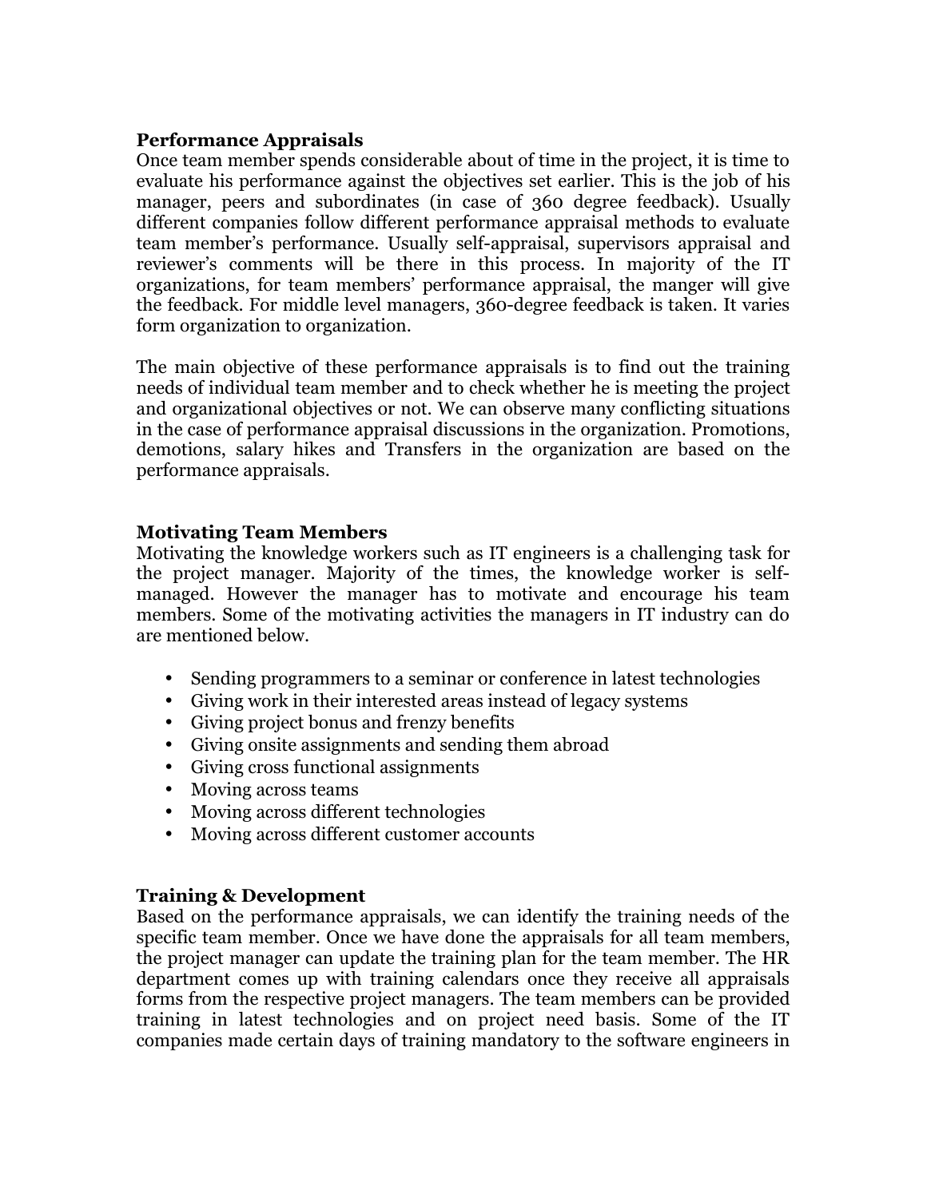**Performance Appraisals**

Once team member spends considerable about of time in the project, it is time to evaluate his performance against the objectives set earlier. This is the job of his manager, peers and subordinates (in case of 360 degree feedback). Usually different companies follow different performance appraisal methods to evaluate team member's performance. Usually self-appraisal, supervisors appraisal and reviewer's comments will be there in this process. In majority of the IT organizations, for team members' performance appraisal, the manger will give the feedback. For middle level managers, 360-degree feedback is taken. It varies form organization to organization.

The main objective of these performance appraisals is to find out the training needs of individual team member and to check whether he is meeting the project and organizational objectives or not. We can observe many conflicting situations in the case of performance appraisal discussions in the organization. Promotions, demotions, salary hikes and Transfers in the organization are based on the performance appraisals.

**Motivating Team Members**

Motivating the knowledge workers such as IT engineers is a challenging task for the project manager. Majority of the times, the knowledge worker is self-managed. However the manager has to motivate and encourage his team members. Some of the motivating activities the managers in IT industry can do are mentioned below.

- Sending programmers to a seminar or conference in latest technologies
- Giving work in their interested areas instead of legacy systems
- Giving project bonus and frenzy benefits
- Giving onsite assignments and sending them abroad
- Giving cross functional assignments
- Moving across teams
- Moving across different technologies
- Moving across different customer accounts

**Training & Development**

Based on the performance appraisals, we can identify the training needs of the specific team member. Once we have done the appraisals for all team members, the project manager can update the training plan for the team member. The HR department comes up with training calendars once they receive all appraisals forms from the respective project managers. The team members can be provided training in latest technologies and on project need basis. Some of the IT companies made certain days of training mandatory to the software engineers in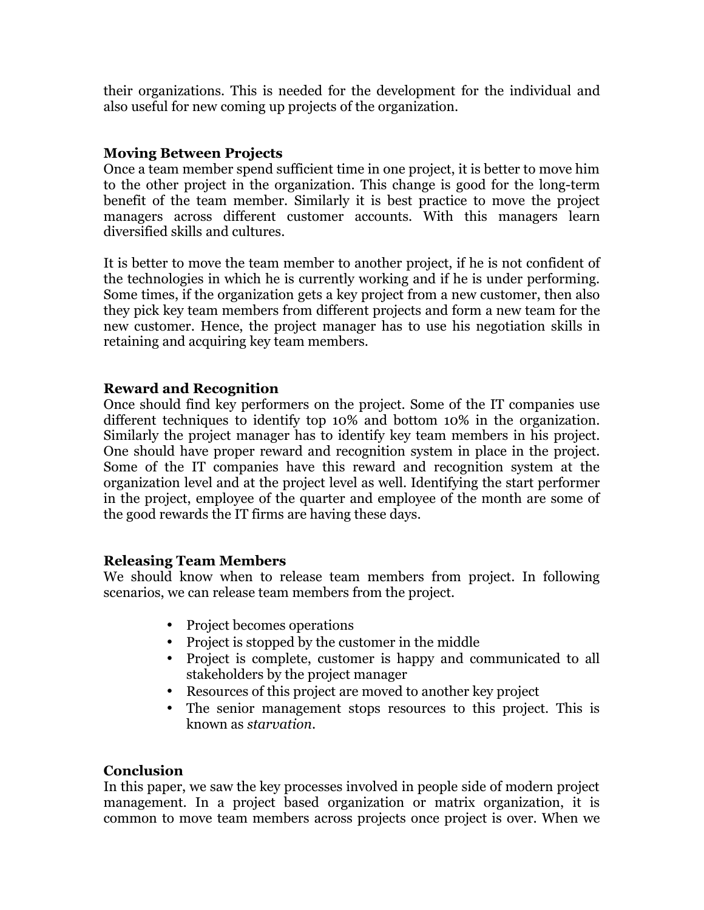their organizations. This is needed for the development for the individual and also useful for new coming up projects of the organization.

## Moving Between Projects

Once a team member spend sufficient time in one project, it is better to move him to the other project in the organization. This change is good for the long-term benefit of the team member. Similarly it is best practice to move the project managers across different customer accounts. With this managers learn diversified skills and cultures.

It is better to move the team member to another project, if he is not confident of the technologies in which he is currently working and if he is under performing. Some times, if the organization gets a key project from a new customer, then also they pick key team members from different projects and form a new team for the new customer. Hence, the project manager has to use his negotiation skills in retaining and acquiring key team members.

## Reward and Recognition

Once should find key performers on the project. Some of the IT companies use different techniques to identify top 10% and bottom 10% in the organization. Similarly the project manager has to identify key team members in his project. One should have proper reward and recognition system in place in the project. Some of the IT companies have this reward and recognition system at the organization level and at the project level as well. Identifying the start performer in the project, employee of the quarter and employee of the month are some of the good rewards the IT firms are having these days.

## Releasing Team Members

We should know when to release team members from project. In following scenarios, we can release team members from the project.

- Project becomes operations
- Project is stopped by the customer in the middle
- Project is complete, customer is happy and communicated to all stakeholders by the project manager
- Resources of this project are moved to another key project
- The senior management stops resources to this project. This is known as *starvation*.

## Conclusion

In this paper, we saw the key processes involved in people side of modern project management. In a project based organization or matrix organization, it is common to move team members across projects once project is over. When we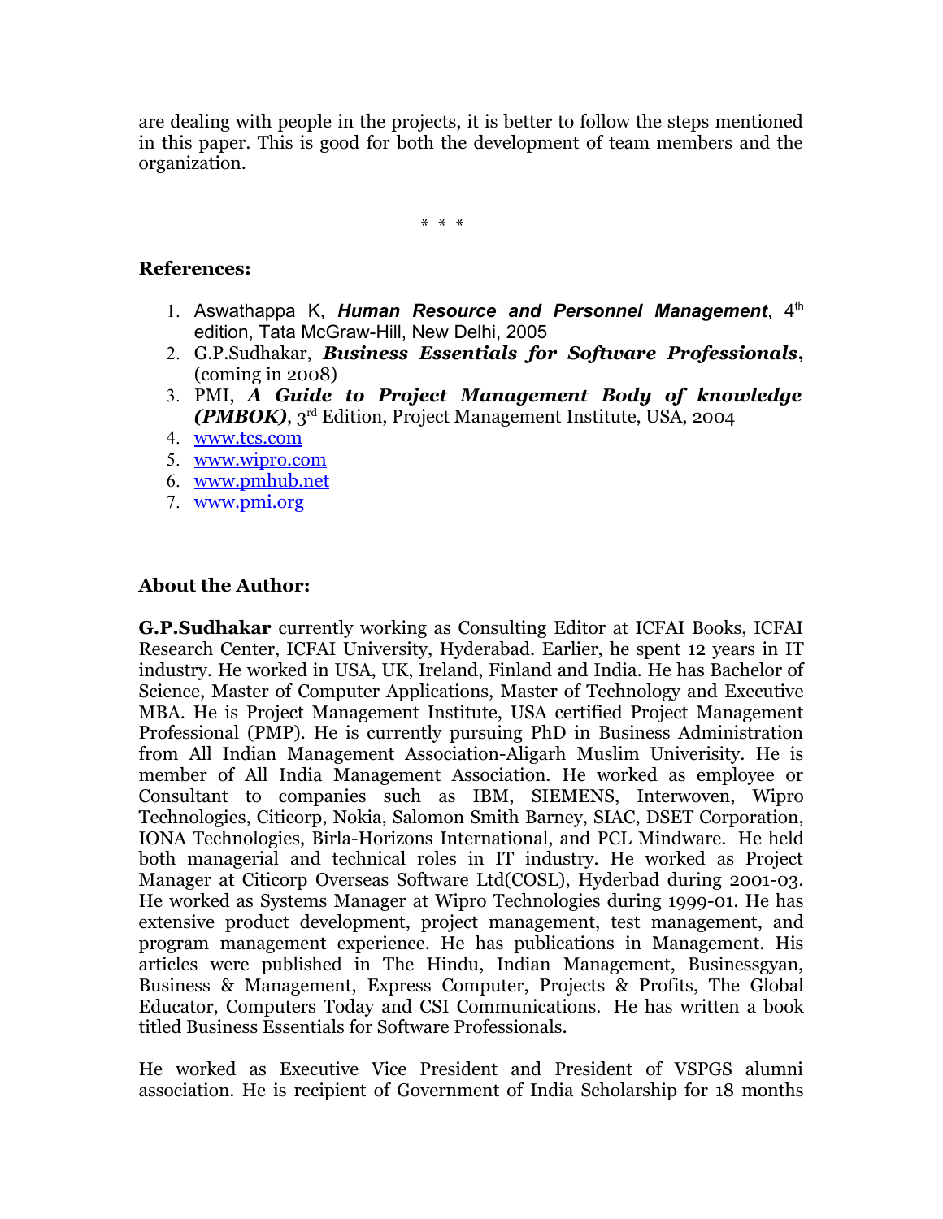are dealing with people in the projects, it is better to follow the steps mentioned in this paper. This is good for both the development of team members and the organization.

\* \* \*

**References:**

1. Aswathappa K, ***Human Resource and Personnel Management***, 4th edition, Tata McGraw-Hill, New Delhi, 2005
2. G.P.Sudhakar, ***Business Essentials for Software Professionals*****,** (coming in 2008)
3. PMI, ***A Guide to Project Management Body of knowledge (PMBOK)***, 3rd Edition, Project Management Institute, USA, 2004
4. www.tcs.com
5. www.wipro.com
6. www.pmhub.net
7. www.pmi.org

**About the Author:**

**G.P.Sudhakar** currently working as Consulting Editor at ICFAI Books, ICFAI Research Center, ICFAI University, Hyderabad. Earlier, he spent 12 years in IT industry. He worked in USA, UK, Ireland, Finland and India. He has Bachelor of Science, Master of Computer Applications, Master of Technology and Executive MBA. He is Project Management Institute, USA certified Project Management Professional (PMP). He is currently pursuing PhD in Business Administration from All Indian Management Association-Aligarh Muslim Univerisity. He is member of All India Management Association. He worked as employee or Consultant to companies such as IBM, SIEMENS, Interwoven, Wipro Technologies, Citicorp, Nokia, Salomon Smith Barney, SIAC, DSET Corporation, IONA Technologies, Birla-Horizons International, and PCL Mindware. He held both managerial and technical roles in IT industry. He worked as Project Manager at Citicorp Overseas Software Ltd(COSL), Hyderbad during 2001-03. He worked as Systems Manager at Wipro Technologies during 1999-01. He has extensive product development, project management, test management, and program management experience. He has publications in Management. His articles were published in The Hindu, Indian Management, Businessgyan, Business & Management, Express Computer, Projects & Profits, The Global Educator, Computers Today and CSI Communications. He has written a book titled Business Essentials for Software Professionals.

He worked as Executive Vice President and President of VSPGS alumni association. He is recipient of Government of India Scholarship for 18 months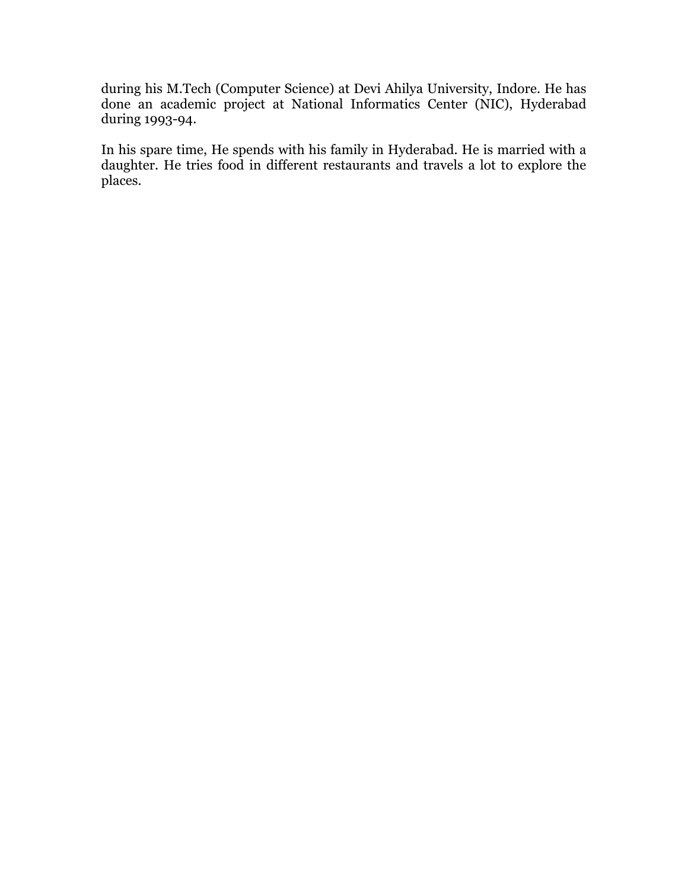during his M.Tech (Computer Science) at Devi Ahilya University, Indore. He has done an academic project at National Informatics Center (NIC), Hyderabad during 1993-94.

In his spare time, He spends with his family in Hyderabad. He is married with a daughter. He tries food in different restaurants and travels a lot to explore the places.